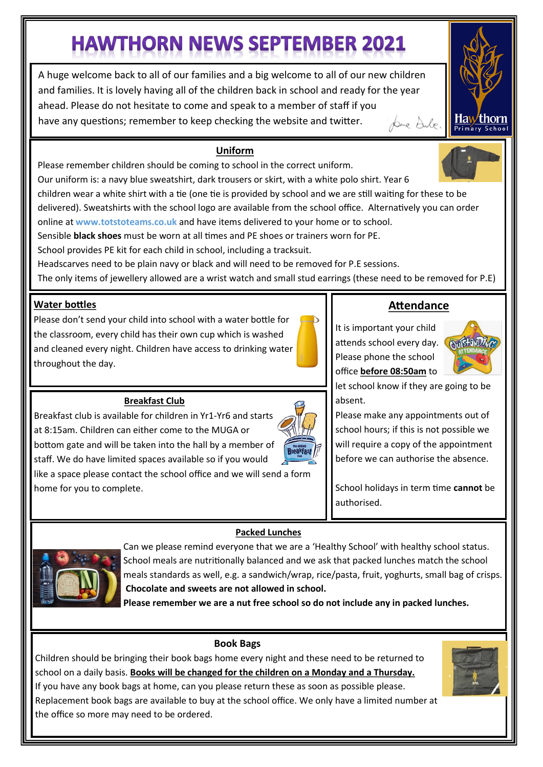# HAWTHORN NEWS SEPTEMBER 2021

A huge welcome back to all of our families and a big welcome to all of our new children and families. It is lovely having all of the children back in school and ready for the year ahead. Please do not hesitate to come and speak to a member of staff if you have any questions; remember to keep checking the website and twitter.

## Uniform

Please remember children should be coming to school in the correct uniform.

Our uniform is: a navy blue sweatshirt, dark trousers or skirt, with a white polo shirt. Year 6 children wear a white shirt with a tie (one tie is provided by school and we are still waiting for these to be delivered). Sweatshirts with the school logo are available from the school office. Alternatively you can order online at **www.totstoteams.co.uk** and have items delivered to your home or to school.

Sensible **black shoes** must be worn at all times and PE shoes or trainers worn for PE.

School provides PE kit for each child in school, including a tracksuit.

Headscarves need to be plain navy or black and will need to be removed for P.E sessions.

The only items of jewellery allowed are a wrist watch and small stud earrings (these need to be removed for P.E)

## Water bottles

Please don't send your child into school with a water bottle for the classroom, every child has their own cup which is washed and cleaned every night. Children have access to drinking water throughout the day.

## Breakfast Club

Breakfast club is available for children in Yr1-Yr6 and starts at 8:15am. Children can either come to the MUGA or bottom gate and will be taken into the hall by a member of staff. We do have limited spaces available so if you would like a space please contact the school office and we will send a form home for you to complete.

## Attendance

It is important your child attends school every day. Please phone the school office **before 08:50am** to let school know if they are going to be absent.

Please make any appointments out of school hours; if this is not possible we will require a copy of the appointment before we can authorise the absence.

School holidays in term time **cannot** be authorised.

## Packed Lunches

Can we please remind everyone that we are a 'Healthy School' with healthy school status. School meals are nutritionally balanced and we ask that packed lunches match the school meals standards as well, e.g. a sandwich/wrap, rice/pasta, fruit, yoghurts, small bag of crisps.

**Chocolate and sweets are not allowed in school.**

**Please remember we are a nut free school so do not include any in packed lunches.**

## Book Bags

Children should be bringing their book bags home every night and these need to be returned to school on a daily basis. **Books will be changed for the children on a Monday and a Thursday.**

If you have any book bags at home, can you please return these as soon as possible please.

Replacement book bags are available to buy at the school office. We only have a limited number at the office so more may need to be ordered.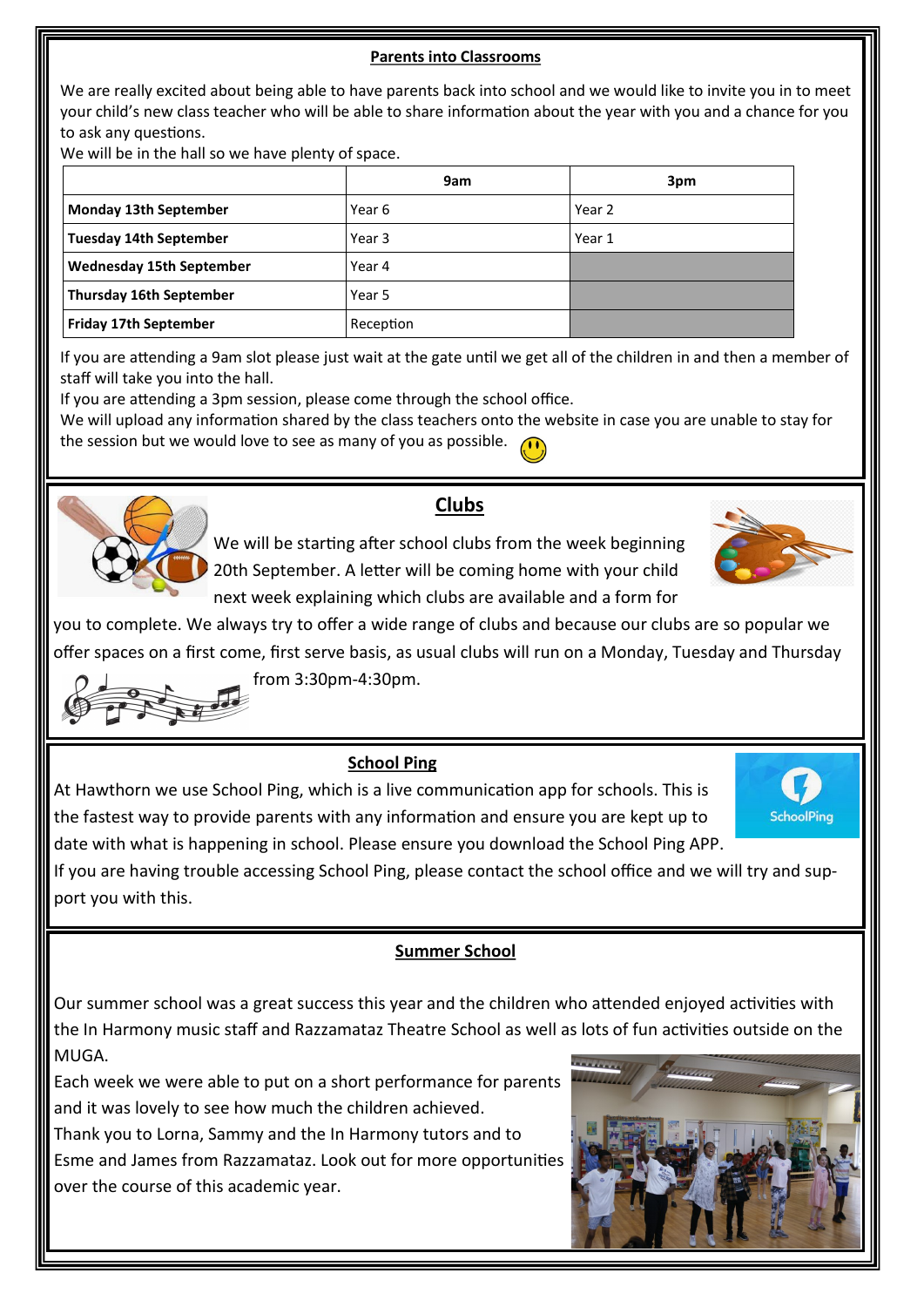## Parents into Classrooms

We are really excited about being able to have parents back into school and we would like to invite you in to meet your child's new class teacher who will be able to share information about the year with you and a chance for you to ask any questions.

We will be in the hall so we have plenty of space.

| | 9am | 3pm |
|---|---|---|
| **Monday 13th September** | Year 6 | Year 2 |
| **Tuesday 14th September** | Year 3 | Year 1 |
| **Wednesday 15th September** | Year 4 | |
| **Thursday 16th September** | Year 5 | |
| **Friday 17th September** | Reception | |

If you are attending a 9am slot please just wait at the gate until we get all of the children in and then a member of staff will take you into the hall.

If you are attending a 3pm session, please come through the school office.

We will upload any information shared by the class teachers onto the website in case you are unable to stay for the session but we would love to see as many of you as possible.

## Clubs

We will be starting after school clubs from the week beginning 20th September. A letter will be coming home with your child next week explaining which clubs are available and a form for you to complete. We always try to offer a wide range of clubs and because our clubs are so popular we offer spaces on a first come, first serve basis, as usual clubs will run on a Monday, Tuesday and Thursday from 3:30pm-4:30pm.

## School Ping

At Hawthorn we use School Ping, which is a live communication app for schools. This is the fastest way to provide parents with any information and ensure you are kept up to date with what is happening in school. Please ensure you download the School Ping APP.

If you are having trouble accessing School Ping, please contact the school office and we will try and support you with this.

## Summer School

Our summer school was a great success this year and the children who attended enjoyed activities with the In Harmony music staff and Razzamataz Theatre School as well as lots of fun activities outside on the MUGA.

Each week we were able to put on a short performance for parents and it was lovely to see how much the children achieved.

Thank you to Lorna, Sammy and the In Harmony tutors and to Esme and James from Razzamataz. Look out for more opportunities over the course of this academic year.